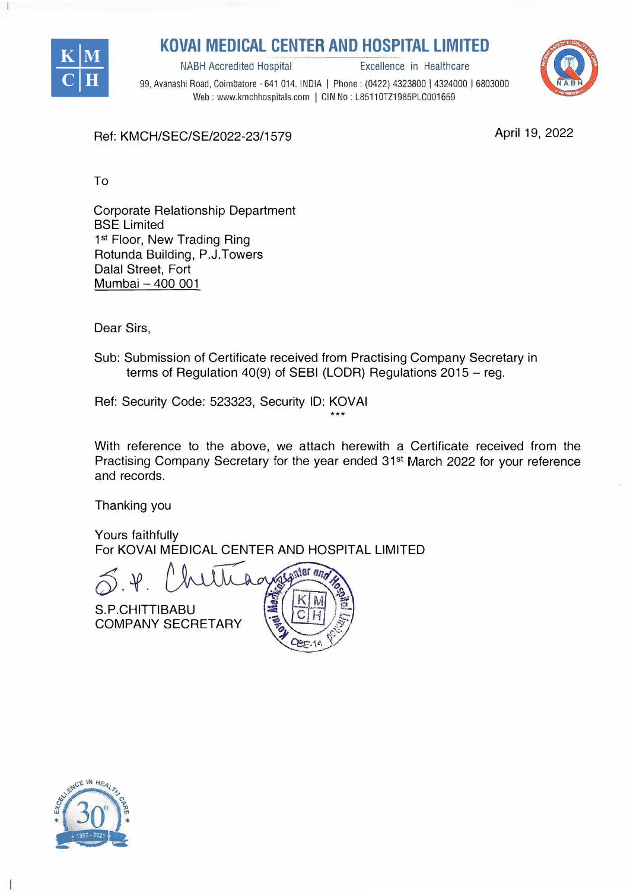# KOVAI MEDICAL CENTER AND HOSPITAL LIMITED

NABH Accredited Hospital | Excellence in Healthcare

99, Avanashi Road, Coimbatore - 641 014. INDIA | Phone : (0422) 4323800 | 4324000 | 6803000
Web : www.kmchhospitals.com | CIN No : L85110TZ1985PLC001659

Ref: KMCH/SEC/SE/2022-23/1579

April 19, 2022

To

Corporate Relationship Department
BSE Limited
1st Floor, New Trading Ring
Rotunda Building, P.J.Towers
Dalal Street, Fort
Mumbai – 400 001

Dear Sirs,

Sub: Submission of Certificate received from Practising Company Secretary in terms of Regulation 40(9) of SEBI (LODR) Regulations 2015 – reg.

Ref: Security Code: 523323, Security ID: KOVAI

***

With reference to the above, we attach herewith a Certificate received from the Practising Company Secretary for the year ended 31st March 2022 for your reference and records.

Thanking you

Yours faithfully
For KOVAI MEDICAL CENTER AND HOSPITAL LIMITED

S.P.CHITTIBABU
COMPANY SECRETARY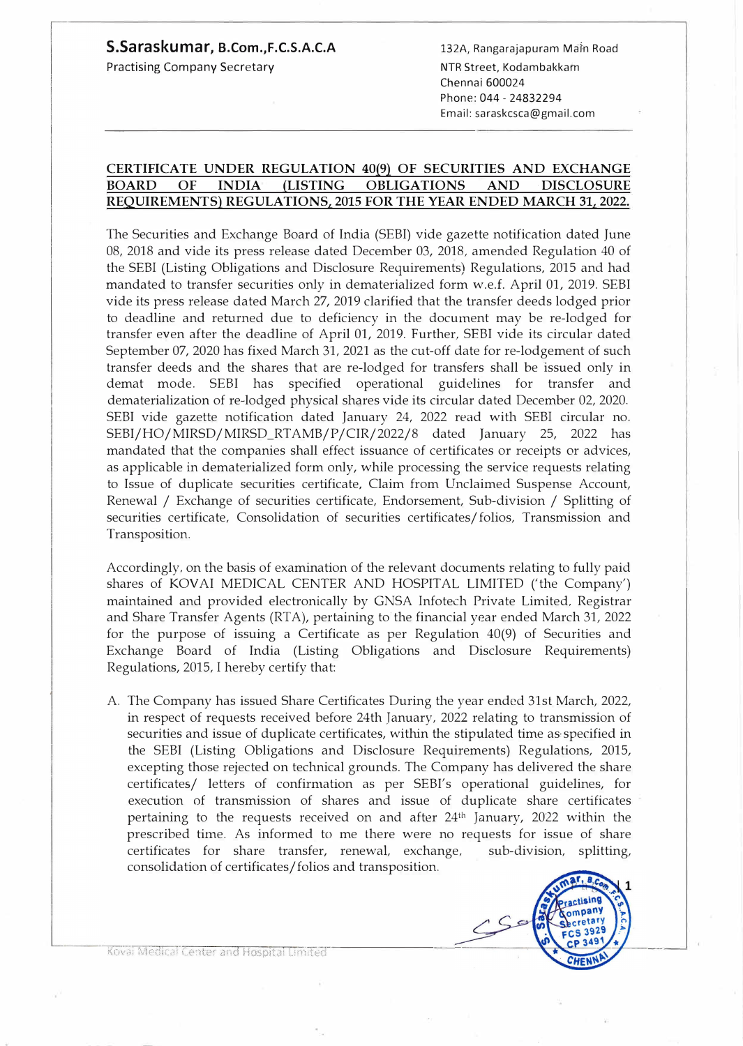**S.Saraskumar, B.Com.,F.C.S.A.C.A**
Practising Company Secretary

132A, Rangarajapuram Main Road
NTR Street, Kodambakkam
Chennai 600024
Phone: 044 - 24832294
Email: saraskcsca@gmail.com

**CERTIFICATE UNDER REGULATION 40(9) OF SECURITIES AND EXCHANGE BOARD OF INDIA (LISTING OBLIGATIONS AND DISCLOSURE REQUIREMENTS) REGULATIONS, 2015 FOR THE YEAR ENDED MARCH 31, 2022.**

The Securities and Exchange Board of India (SEBI) vide gazette notification dated June 08, 2018 and vide its press release dated December 03, 2018, amended Regulation 40 of the SEBI (Listing Obligations and Disclosure Requirements) Regulations, 2015 and had mandated to transfer securities only in dematerialized form w.e.f. April 01, 2019. SEBI vide its press release dated March 27, 2019 clarified that the transfer deeds lodged prior to deadline and returned due to deficiency in the document may be re-lodged for transfer even after the deadline of April 01, 2019. Further, SEBI vide its circular dated September 07, 2020 has fixed March 31, 2021 as the cut-off date for re-lodgement of such transfer deeds and the shares that are re-lodged for transfers shall be issued only in demat mode. SEBI has specified operational guidelines for transfer and dematerialization of re-lodged physical shares vide its circular dated December 02, 2020. SEBI vide gazette notification dated January 24, 2022 read with SEBI circular no. SEBI/HO/MIRSD/MIRSD_RTAMB/P/CIR/2022/8 dated January 25, 2022 has mandated that the companies shall effect issuance of certificates or receipts or advices, as applicable in dematerialized form only, while processing the service requests relating to Issue of duplicate securities certificate, Claim from Unclaimed Suspense Account, Renewal / Exchange of securities certificate, Endorsement, Sub-division / Splitting of securities certificate, Consolidation of securities certificates/folios, Transmission and Transposition.

Accordingly, on the basis of examination of the relevant documents relating to fully paid shares of KOVAI MEDICAL CENTER AND HOSPITAL LIMITED ('the Company') maintained and provided electronically by GNSA Infotech Private Limited, Registrar and Share Transfer Agents (RTA), pertaining to the financial year ended March 31, 2022 for the purpose of issuing a Certificate as per Regulation 40(9) of Securities and Exchange Board of India (Listing Obligations and Disclosure Requirements) Regulations, 2015, I hereby certify that:

A. The Company has issued Share Certificates During the year ended 31st March, 2022, in respect of requests received before 24th January, 2022 relating to transmission of securities and issue of duplicate certificates, within the stipulated time as specified in the SEBI (Listing Obligations and Disclosure Requirements) Regulations, 2015, excepting those rejected on technical grounds. The Company has delivered the share certificates/ letters of confirmation as per SEBI's operational guidelines, for execution of transmission of shares and issue of duplicate share certificates pertaining to the requests received on and after 24th January, 2022 within the prescribed time. As informed to me there were no requests for issue of share certificates for share transfer, renewal, exchange, sub-division, splitting, consolidation of certificates/folios and transposition.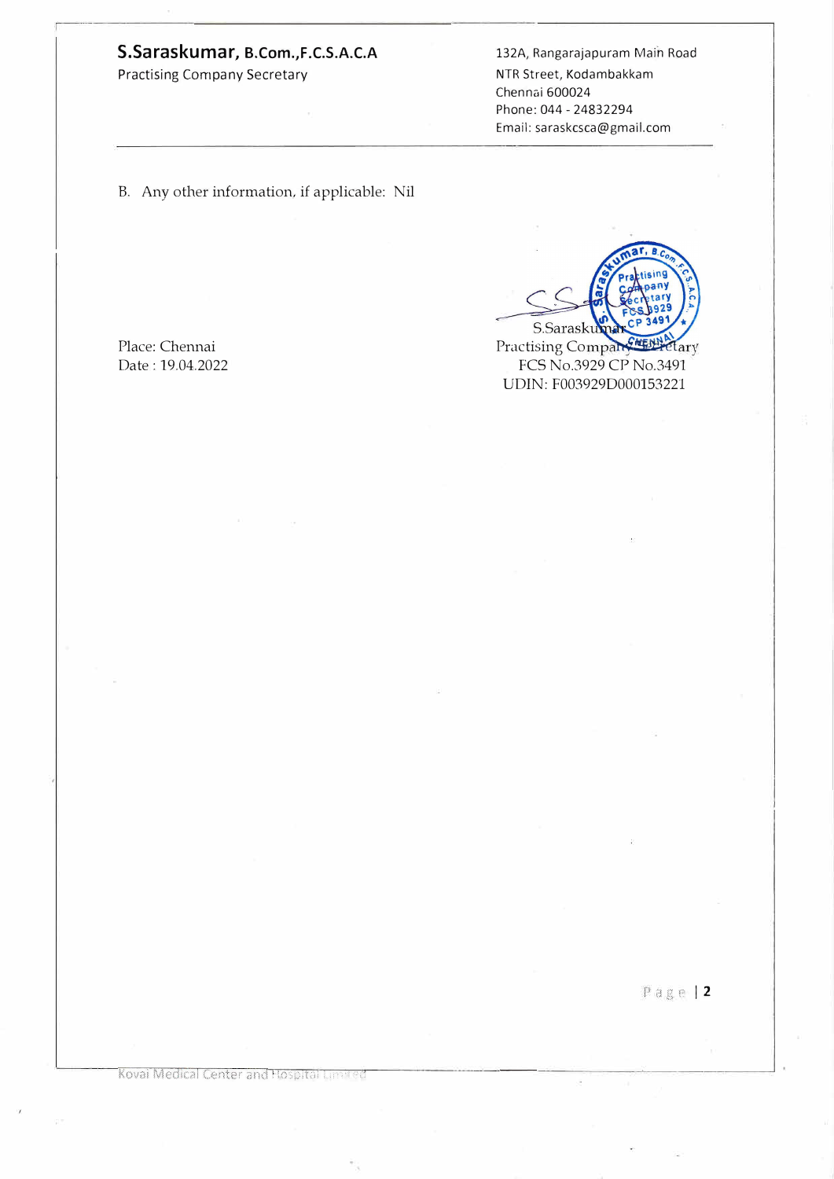**S.Saraskumar, B.Com.,F.C.S.A.C.A**
Practising Company Secretary

132A, Rangarajapuram Main Road
NTR Street, Kodambakkam
Chennai 600024
Phone: 044 - 24832294
Email: saraskcsca@gmail.com

B. Any other information, if applicable: Nil

Place: Chennai
Date : 19.04.2022

S.Saraskumar
Practising Company Secretary
FCS No.3929 CP No.3491
UDIN: F003929D000153221